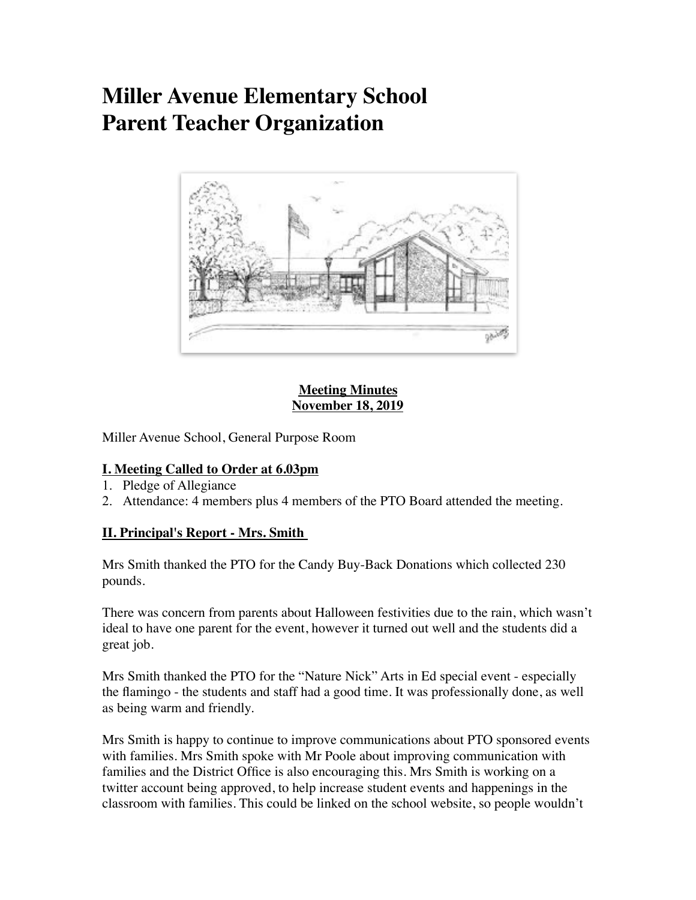# Miller Avenue Elementary School
# Parent Teacher Organization

**Meeting Minutes**
**November 18, 2019**

Miller Avenue School, General Purpose Room

## I. Meeting Called to Order at 6.03pm

1. Pledge of Allegiance
2. Attendance: 4 members plus 4 members of the PTO Board attended the meeting.

## II. Principal's Report - Mrs. Smith

Mrs Smith thanked the PTO for the Candy Buy-Back Donations which collected 230 pounds.

There was concern from parents about Halloween festivities due to the rain, which wasn't ideal to have one parent for the event, however it turned out well and the students did a great job.

Mrs Smith thanked the PTO for the "Nature Nick" Arts in Ed special event - especially the flamingo - the students and staff had a good time. It was professionally done, as well as being warm and friendly.

Mrs Smith is happy to continue to improve communications about PTO sponsored events with families. Mrs Smith spoke with Mr Poole about improving communication with families and the District Office is also encouraging this. Mrs Smith is working on a twitter account being approved, to help increase student events and happenings in the classroom with families. This could be linked on the school website, so people wouldn't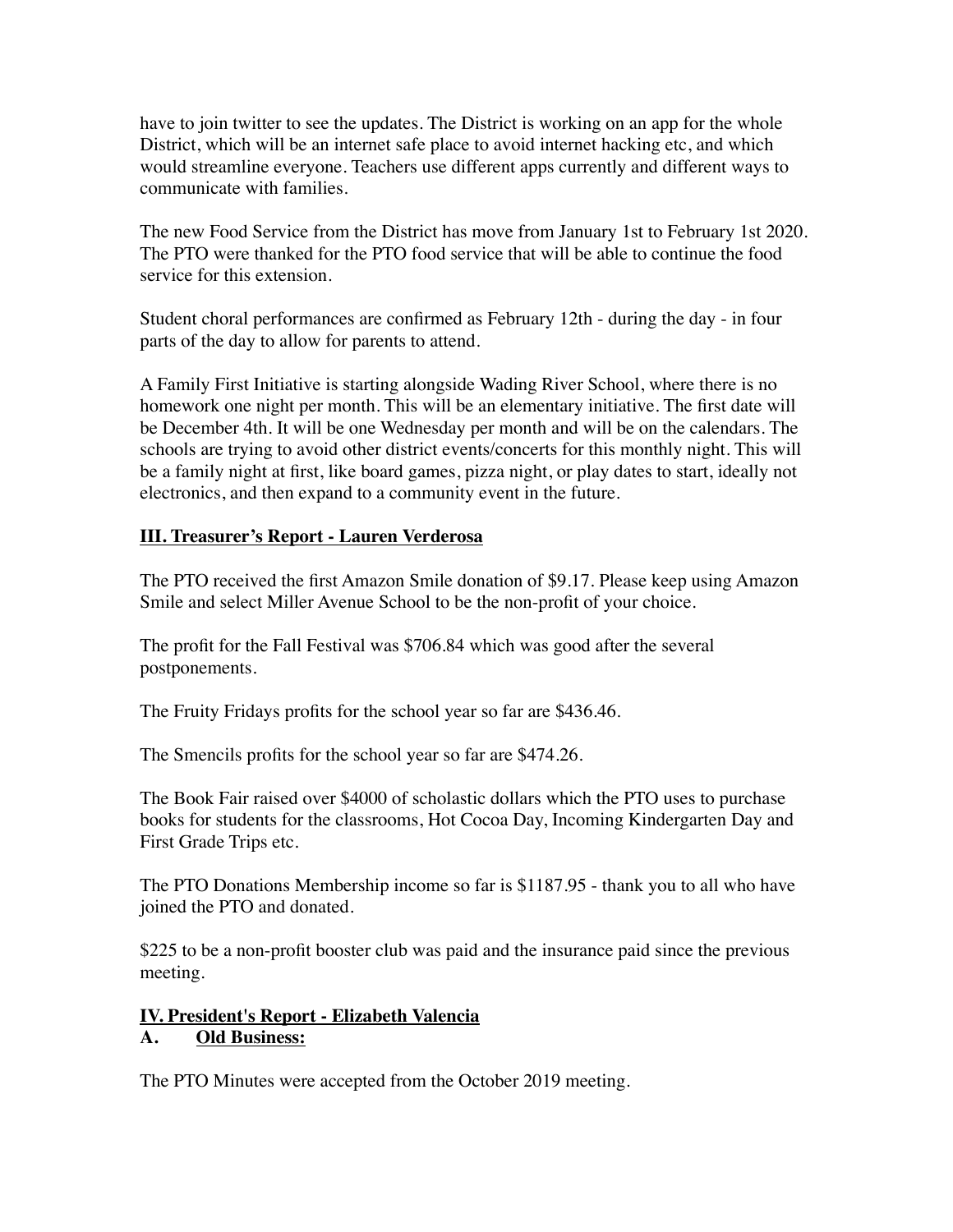have to join twitter to see the updates. The District is working on an app for the whole District, which will be an internet safe place to avoid internet hacking etc, and which would streamline everyone. Teachers use different apps currently and different ways to communicate with families.

The new Food Service from the District has move from January 1st to February 1st 2020. The PTO were thanked for the PTO food service that will be able to continue the food service for this extension.

Student choral performances are confirmed as February 12th - during the day - in four parts of the day to allow for parents to attend.

A Family First Initiative is starting alongside Wading River School, where there is no homework one night per month. This will be an elementary initiative. The first date will be December 4th. It will be one Wednesday per month and will be on the calendars. The schools are trying to avoid other district events/concerts for this monthly night. This will be a family night at first, like board games, pizza night, or play dates to start, ideally not electronics, and then expand to a community event in the future.

## III. Treasurer's Report - Lauren Verderosa

The PTO received the first Amazon Smile donation of $9.17. Please keep using Amazon Smile and select Miller Avenue School to be the non-profit of your choice.

The profit for the Fall Festival was $706.84 which was good after the several postponements.

The Fruity Fridays profits for the school year so far are $436.46.

The Smencils profits for the school year so far are $474.26.

The Book Fair raised over $4000 of scholastic dollars which the PTO uses to purchase books for students for the classrooms, Hot Cocoa Day, Incoming Kindergarten Day and First Grade Trips etc.

The PTO Donations Membership income so far is $1187.95 - thank you to all who have joined the PTO and donated.

$225 to be a non-profit booster club was paid and the insurance paid since the previous meeting.

## IV. President's Report - Elizabeth Valencia

### A. Old Business:

The PTO Minutes were accepted from the October 2019 meeting.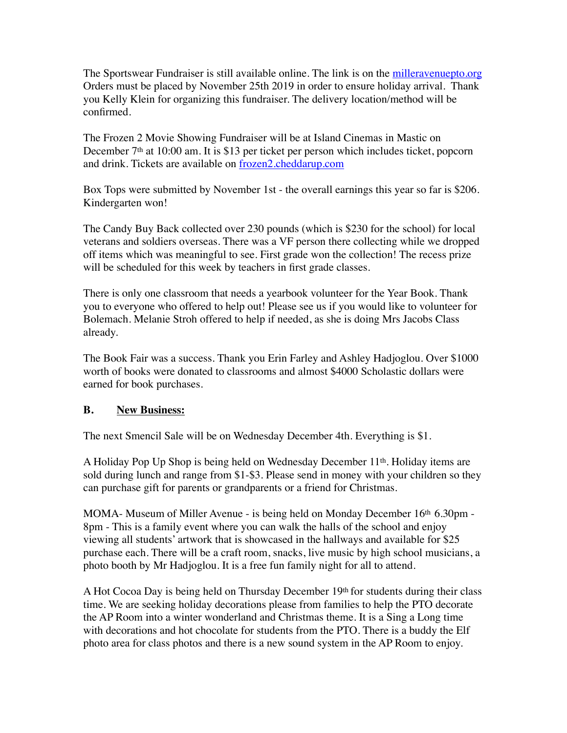The Sportswear Fundraiser is still available online. The link is on the [milleravenuepto.org](milleravenuepto.org) Orders must be placed by November 25th 2019 in order to ensure holiday arrival. Thank you Kelly Klein for organizing this fundraiser. The delivery location/method will be confirmed.

The Frozen 2 Movie Showing Fundraiser will be at Island Cinemas in Mastic on December 7th at 10:00 am. It is $13 per ticket per person which includes ticket, popcorn and drink. Tickets are available on [frozen2.cheddarup.com](frozen2.cheddarup.com)

Box Tops were submitted by November 1st - the overall earnings this year so far is $206. Kindergarten won!

The Candy Buy Back collected over 230 pounds (which is $230 for the school) for local veterans and soldiers overseas. There was a VF person there collecting while we dropped off items which was meaningful to see. First grade won the collection! The recess prize will be scheduled for this week by teachers in first grade classes.

There is only one classroom that needs a yearbook volunteer for the Year Book. Thank you to everyone who offered to help out! Please see us if you would like to volunteer for Bolemach. Melanie Stroh offered to help if needed, as she is doing Mrs Jacobs Class already.

The Book Fair was a success. Thank you Erin Farley and Ashley Hadjoglou. Over $1000 worth of books were donated to classrooms and almost $4000 Scholastic dollars were earned for book purchases.

**B. New Business:**

The next Smencil Sale will be on Wednesday December 4th. Everything is $1.

A Holiday Pop Up Shop is being held on Wednesday December 11th. Holiday items are sold during lunch and range from $1-$3. Please send in money with your children so they can purchase gift for parents or grandparents or a friend for Christmas.

MOMA- Museum of Miller Avenue - is being held on Monday December 16th 6.30pm - 8pm - This is a family event where you can walk the halls of the school and enjoy viewing all students' artwork that is showcased in the hallways and available for $25 purchase each. There will be a craft room, snacks, live music by high school musicians, a photo booth by Mr Hadjoglou. It is a free fun family night for all to attend.

A Hot Cocoa Day is being held on Thursday December 19th for students during their class time. We are seeking holiday decorations please from families to help the PTO decorate the AP Room into a winter wonderland and Christmas theme. It is a Sing a Long time with decorations and hot chocolate for students from the PTO. There is a buddy the Elf photo area for class photos and there is a new sound system in the AP Room to enjoy.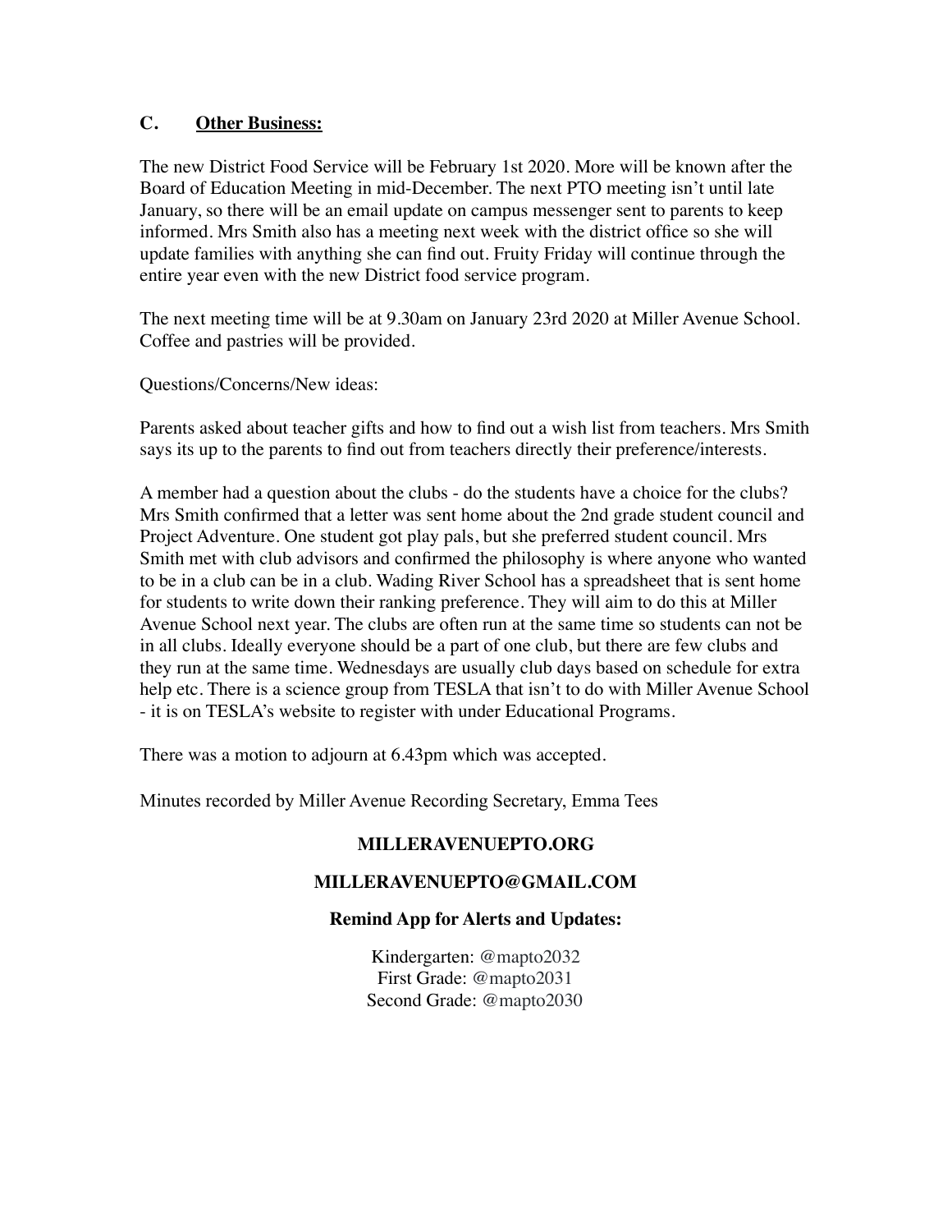## C. **Other Business:**

The new District Food Service will be February 1st 2020. More will be known after the Board of Education Meeting in mid-December. The next PTO meeting isn't until late January, so there will be an email update on campus messenger sent to parents to keep informed. Mrs Smith also has a meeting next week with the district office so she will update families with anything she can find out. Fruity Friday will continue through the entire year even with the new District food service program.

The next meeting time will be at 9.30am on January 23rd 2020 at Miller Avenue School. Coffee and pastries will be provided.

Questions/Concerns/New ideas:

Parents asked about teacher gifts and how to find out a wish list from teachers. Mrs Smith says its up to the parents to find out from teachers directly their preference/interests.

A member had a question about the clubs - do the students have a choice for the clubs? Mrs Smith confirmed that a letter was sent home about the 2nd grade student council and Project Adventure. One student got play pals, but she preferred student council. Mrs Smith met with club advisors and confirmed the philosophy is where anyone who wanted to be in a club can be in a club. Wading River School has a spreadsheet that is sent home for students to write down their ranking preference. They will aim to do this at Miller Avenue School next year. The clubs are often run at the same time so students can not be in all clubs. Ideally everyone should be a part of one club, but there are few clubs and they run at the same time. Wednesdays are usually club days based on schedule for extra help etc. There is a science group from TESLA that isn't to do with Miller Avenue School - it is on TESLA's website to register with under Educational Programs.

There was a motion to adjourn at 6.43pm which was accepted.

Minutes recorded by Miller Avenue Recording Secretary, Emma Tees

**MILLERAVENUEPTO.ORG**

**MILLERAVENUEPTO@GMAIL.COM**

**Remind App for Alerts and Updates:**

Kindergarten: @mapto2032
First Grade: @mapto2031
Second Grade: @mapto2030